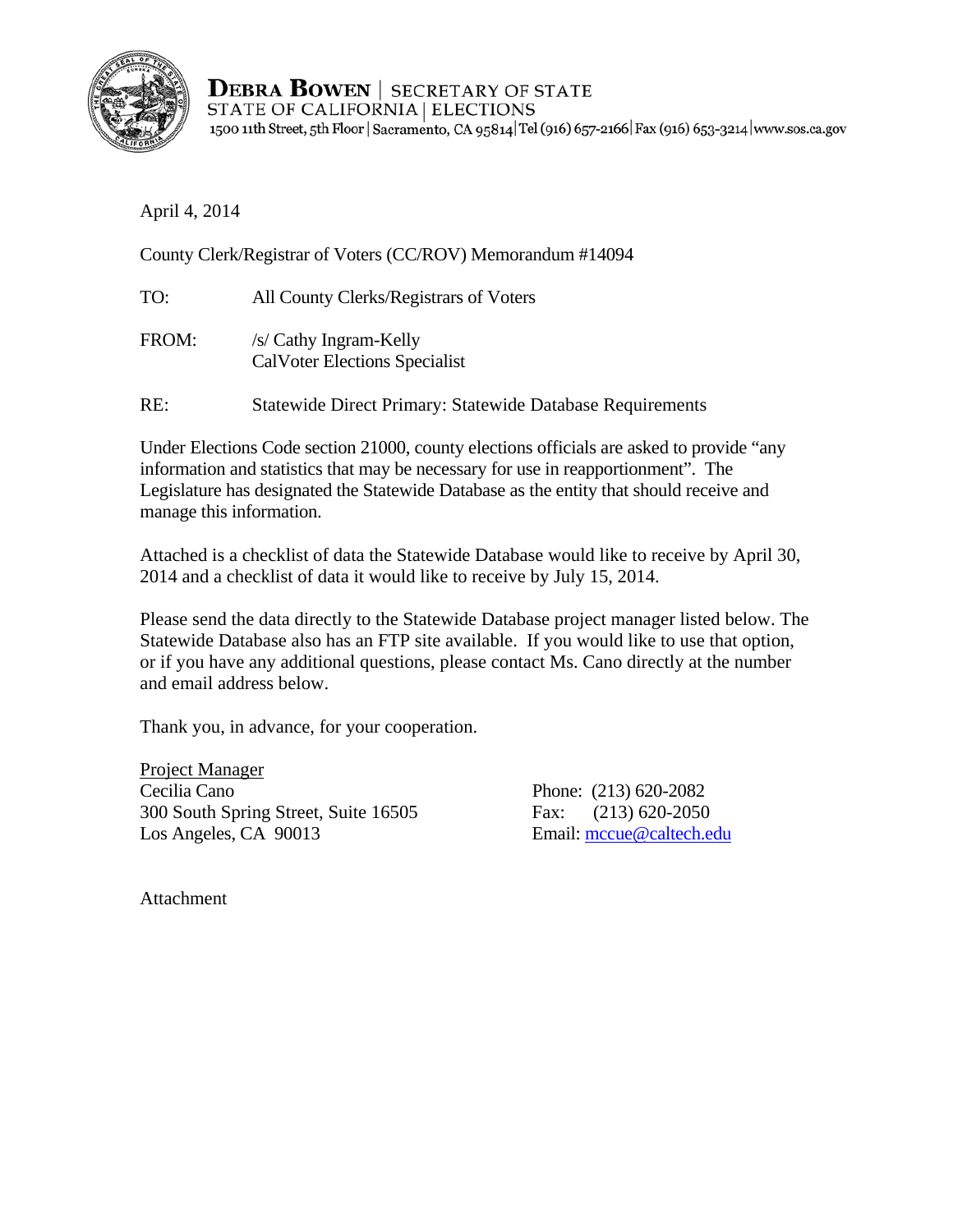**DEBRA BOWEN** | SECRETARY OF STATE
STATE OF CALIFORNIA | ELECTIONS
1500 11th Street, 5th Floor | Sacramento, CA 95814 | Tel (916) 657-2166 | Fax (916) 653-3214 | www.sos.ca.gov

April 4, 2014

County Clerk/Registrar of Voters (CC/ROV) Memorandum #14094

TO: All County Clerks/Registrars of Voters

FROM: /s/ Cathy Ingram-Kelly
CalVoter Elections Specialist

RE: Statewide Direct Primary: Statewide Database Requirements

Under Elections Code section 21000, county elections officials are asked to provide "any information and statistics that may be necessary for use in reapportionment". The Legislature has designated the Statewide Database as the entity that should receive and manage this information.

Attached is a checklist of data the Statewide Database would like to receive by April 30, 2014 and a checklist of data it would like to receive by July 15, 2014.

Please send the data directly to the Statewide Database project manager listed below. The Statewide Database also has an FTP site available. If you would like to use that option, or if you have any additional questions, please contact Ms. Cano directly at the number and email address below.

Thank you, in advance, for your cooperation.

Project Manager
Cecilia Cano
300 South Spring Street, Suite 16505
Los Angeles, CA 90013

Phone: (213) 620-2082
Fax: (213) 620-2050
Email: mccue@caltech.edu

Attachment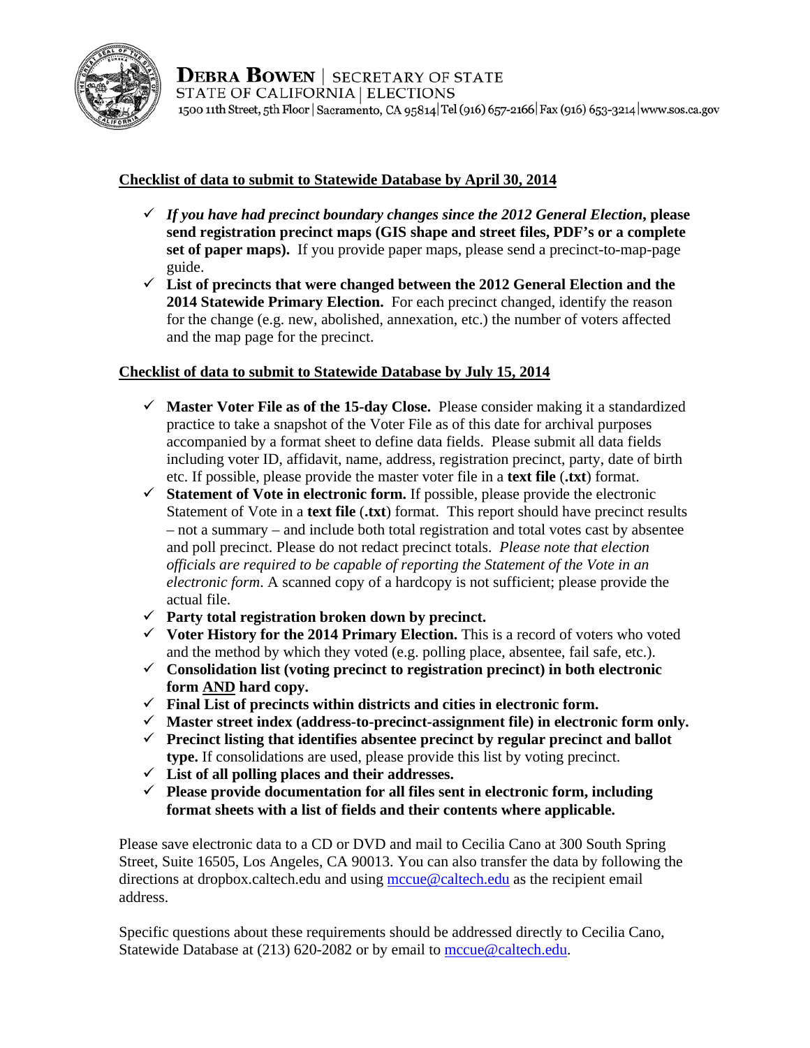**DEBRA BOWEN** | SECRETARY OF STATE
STATE OF CALIFORNIA | ELECTIONS
1500 11th Street, 5th Floor | Sacramento, CA 95814 | Tel (916) 657-2166 | Fax (916) 653-3214 | www.sos.ca.gov

**Checklist of data to submit to Statewide Database by April 30, 2014**

- ✓ ***If you have had precinct boundary changes since the 2012 General Election*, please send registration precinct maps (GIS shape and street files, PDF's or a complete set of paper maps).** If you provide paper maps, please send a precinct-to-map-page guide.
- ✓ **List of precincts that were changed between the 2012 General Election and the 2014 Statewide Primary Election.** For each precinct changed, identify the reason for the change (e.g. new, abolished, annexation, etc.) the number of voters affected and the map page for the precinct.

**Checklist of data to submit to Statewide Database by July 15, 2014**

- ✓ **Master Voter File as of the 15-day Close.** Please consider making it a standardized practice to take a snapshot of the Voter File as of this date for archival purposes accompanied by a format sheet to define data fields. Please submit all data fields including voter ID, affidavit, name, address, registration precinct, party, date of birth etc. If possible, please provide the master voter file in a **text file** (**.txt**) format.
- ✓ **Statement of Vote in electronic form.** If possible, please provide the electronic Statement of Vote in a **text file** (**.txt**) format. This report should have precinct results – not a summary – and include both total registration and total votes cast by absentee and poll precinct. Please do not redact precinct totals. *Please note that election officials are required to be capable of reporting the Statement of the Vote in an electronic form*. A scanned copy of a hardcopy is not sufficient; please provide the actual file.
- ✓ **Party total registration broken down by precinct.**
- ✓ **Voter History for the 2014 Primary Election.** This is a record of voters who voted and the method by which they voted (e.g. polling place, absentee, fail safe, etc.).
- ✓ **Consolidation list (voting precinct to registration precinct) in both electronic form AND hard copy.**
- ✓ **Final List of precincts within districts and cities in electronic form.**
- ✓ **Master street index (address-to-precinct-assignment file) in electronic form only.**
- ✓ **Precinct listing that identifies absentee precinct by regular precinct and ballot type.** If consolidations are used, please provide this list by voting precinct.
- ✓ **List of all polling places and their addresses.**
- ✓ **Please provide documentation for all files sent in electronic form, including format sheets with a list of fields and their contents where applicable.**

Please save electronic data to a CD or DVD and mail to Cecilia Cano at 300 South Spring Street, Suite 16505, Los Angeles, CA 90013. You can also transfer the data by following the directions at dropbox.caltech.edu and using mccue@caltech.edu as the recipient email address.

Specific questions about these requirements should be addressed directly to Cecilia Cano, Statewide Database at (213) 620-2082 or by email to mccue@caltech.edu.